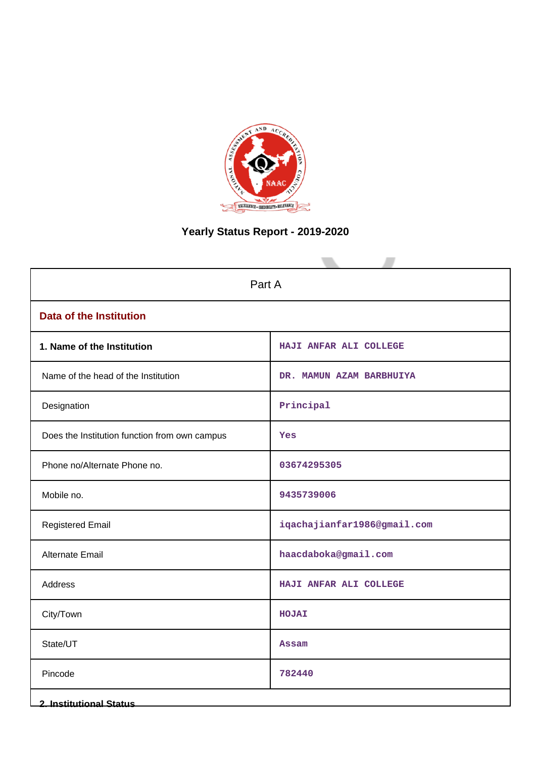# Yearly Status Report - 2019-2020

| Part A | |
|---|---|
| **Data of the Institution** | |
| **1. Name of the Institution** | HAJI ANFAR ALI COLLEGE |
| Name of the head of the Institution | DR. MAMUN AZAM BARBHUIYA |
| Designation | Principal |
| Does the Institution function from own campus | Yes |
| Phone no/Alternate Phone no. | 03674295305 |
| Mobile no. | 9435739006 |
| Registered Email | iqachajianfar1986@gmail.com |
| Alternate Email | haacdaboka@gmail.com |
| Address | HAJI ANFAR ALI COLLEGE |
| City/Town | HOJAI |
| State/UT | Assam |
| Pincode | 782440 |

**2. Institutional Status**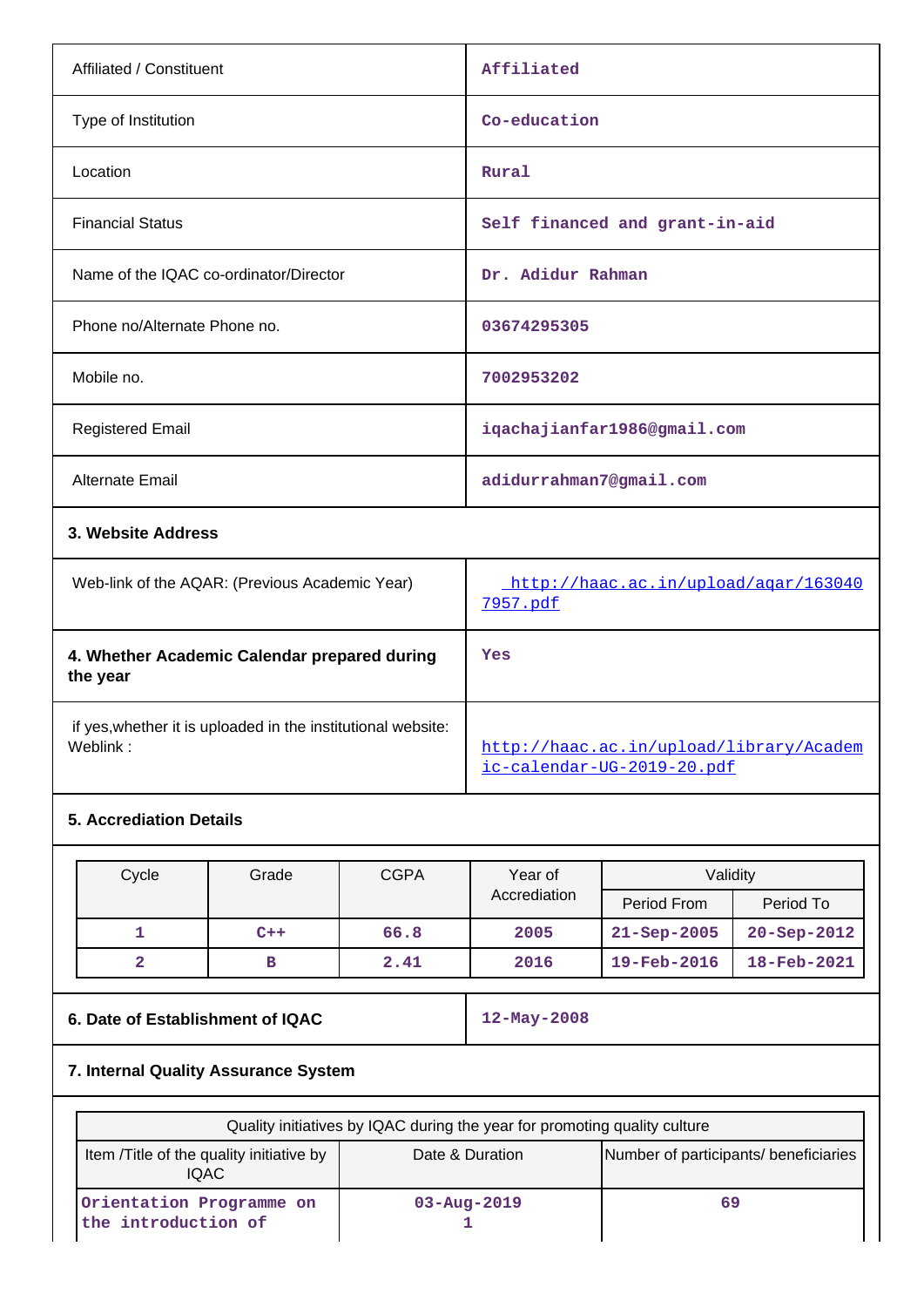| | |
|---|---|
| Affiliated / Constituent | Affiliated |
| Type of Institution | Co-education |
| Location | Rural |
| Financial Status | Self financed and grant-in-aid |
| Name of the IQAC co-ordinator/Director | Dr. Adidur Rahman |
| Phone no/Alternate Phone no. | 03674295305 |
| Mobile no. | 7002953202 |
| Registered Email | iqachajianfar1986@gmail.com |
| Alternate Email | adidurrahman7@gmail.com |

**3. Website Address**

| | |
|---|---|
| Web-link of the AQAR: (Previous Academic Year) | http://haac.ac.in/upload/aqar/1630407957.pdf |
| **4. Whether Academic Calendar prepared during the year** | Yes |
| if yes,whether it is uploaded in the institutional website: Weblink : | http://haac.ac.in/upload/library/Academic-calendar-UG-2019-20.pdf |

**5. Accrediation Details**

| Cycle | Grade | CGPA | Year of Accrediation | Validity | |
|---|---|---|---|---|---|
| | | | | Period From | Period To |
| 1 | C++ | 66.8 | 2005 | 21-Sep-2005 | 20-Sep-2012 |
| 2 | B | 2.41 | 2016 | 19-Feb-2016 | 18-Feb-2021 |

| | |
|---|---|
| **6. Date of Establishment of IQAC** | 12-May-2008 |

**7. Internal Quality Assurance System**

| Quality initiatives by IQAC during the year for promoting quality culture | | |
|---|---|---|
| Item /Title of the quality initiative by IQAC | Date & Duration | Number of participants/ beneficiaries |
| Orientation Programme on the introduction of | 03-Aug-2019 1 | 69 |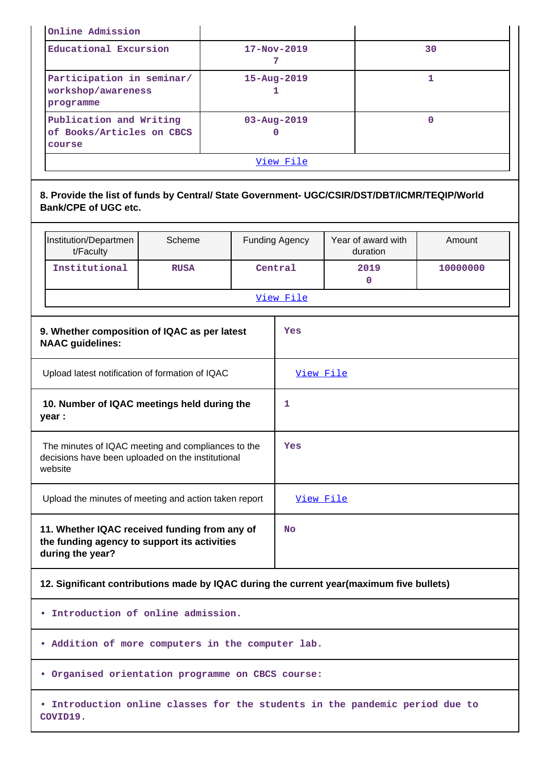| | | |
|---|---|---|
| Online Admission | | |
| Educational Excursion | 17-Nov-2019<br>7 | 30 |
| Participation in seminar/ workshop/awareness programme | 15-Aug-2019<br>1 | 1 |
| Publication and Writing of Books/Articles on CBCS course | 03-Aug-2019<br>0 | 0 |
| View File | | |

**8. Provide the list of funds by Central/ State Government- UGC/CSIR/DST/DBT/ICMR/TEQIP/World Bank/CPE of UGC etc.**

| Institution/Department/Faculty | Scheme | Funding Agency | Year of award with duration | Amount |
|---|---|---|---|---|
| Institutional | RUSA | Central | 2019<br>0 | 10000000 |
| View File | | | | |

| | |
|---|---|
| **9. Whether composition of IQAC as per latest NAAC guidelines:** | Yes |
| Upload latest notification of formation of IQAC | View File |
| **10. Number of IQAC meetings held during the year :** | 1 |
| The minutes of IQAC meeting and compliances to the decisions have been uploaded on the institutional website | Yes |
| Upload the minutes of meeting and action taken report | View File |
| **11. Whether IQAC received funding from any of the funding agency to support its activities during the year?** | No |

**12. Significant contributions made by IQAC during the current year(maximum five bullets)**

- Introduction of online admission.
- Addition of more computers in the computer lab.
- Organised orientation programme on CBCS course:
- Introduction online classes for the students in the pandemic period due to COVID19.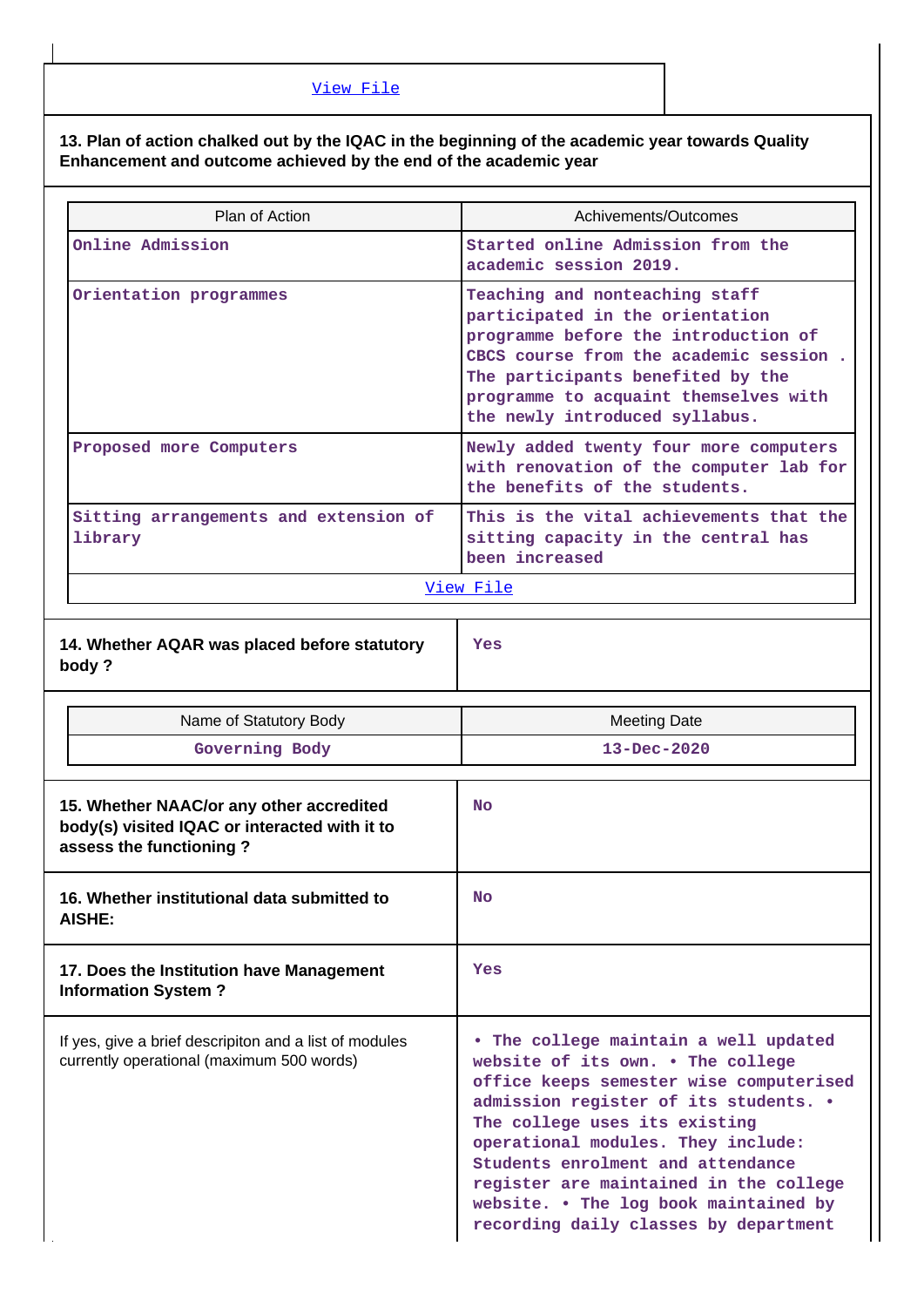View File

**13. Plan of action chalked out by the IQAC in the beginning of the academic year towards Quality Enhancement and outcome achieved by the end of the academic year**

| Plan of Action | Achivements/Outcomes |
|---|---|
| Online Admission | Started online Admission from the academic session 2019. |
| Orientation programmes | Teaching and nonteaching staff participated in the orientation programme before the introduction of CBCS course from the academic session . The participants benefited by the programme to acquaint themselves with the newly introduced syllabus. |
| Proposed more Computers | Newly added twenty four more computers with renovation of the computer lab for the benefits of the students. |
| Sitting arrangements and extension of library | This is the vital achievements that the sitting capacity in the central has been increased |

View File

| **14. Whether AQAR was placed before statutory body ?** | Yes |
|---|---|

| Name of Statutory Body | Meeting Date |
|---|---|
| Governing Body | 13-Dec-2020 |

| **15. Whether NAAC/or any other accredited body(s) visited IQAC or interacted with it to assess the functioning ?** | No |
|---|---|
| **16. Whether institutional data submitted to AISHE:** | No |
| **17. Does the Institution have Management Information System ?** | Yes |
| If yes, give a brief descripiton and a list of modules currently operational (maximum 500 words) | • The college maintain a well updated website of its own. • The college office keeps semester wise computerised admission register of its students. • The college uses its existing operational modules. They include: Students enrolment and attendance register are maintained in the college website. • The log book maintained by recording daily classes by department |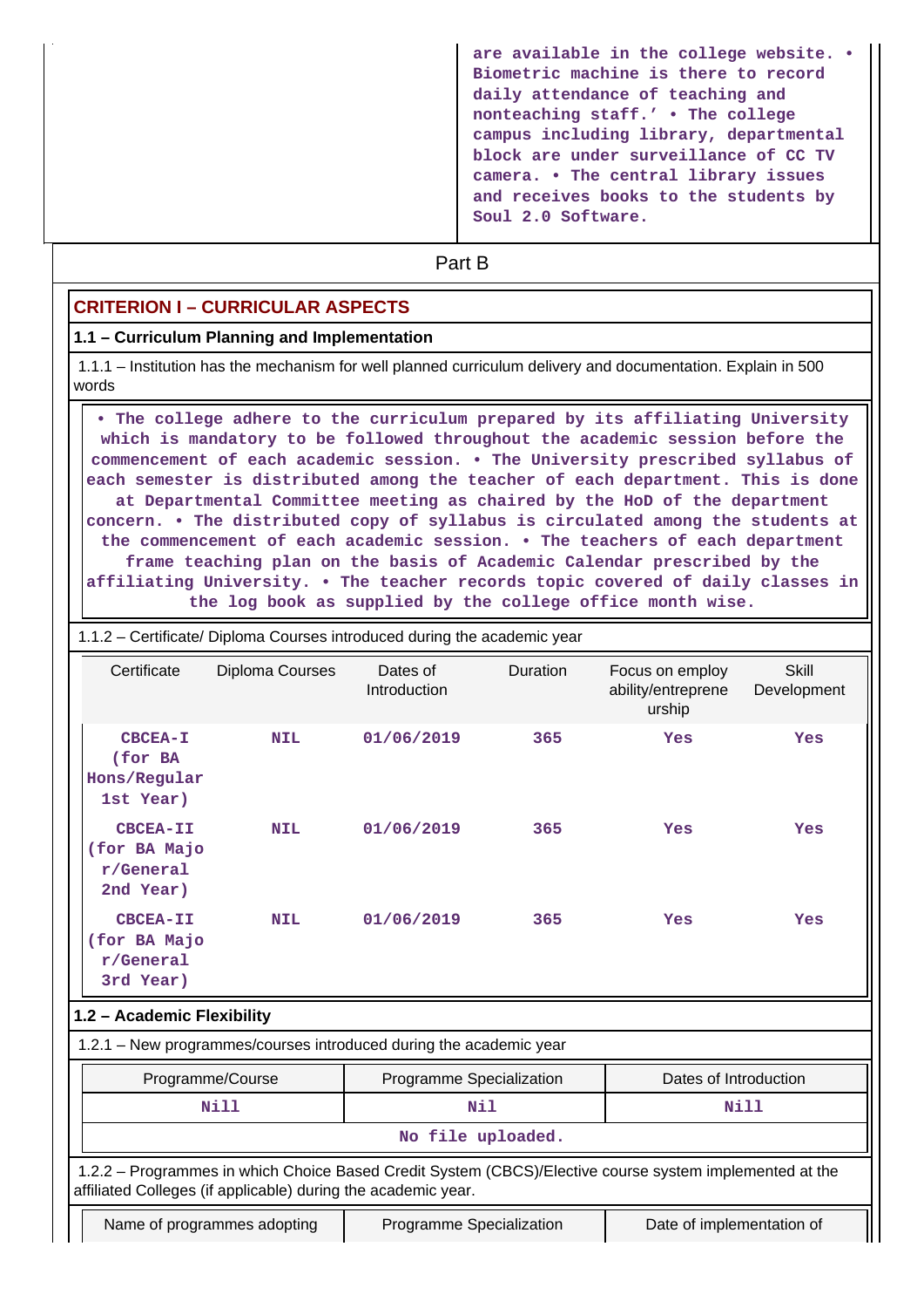are available in the college website. • Biometric machine is there to record daily attendance of teaching and nonteaching staff.' • The college campus including library, departmental block are under surveillance of CC TV camera. • The central library issues and receives books to the students by Soul 2.0 Software.

## Part B

## CRITERION I – CURRICULAR ASPECTS

### 1.1 – Curriculum Planning and Implementation

1.1.1 – Institution has the mechanism for well planned curriculum delivery and documentation. Explain in 500 words

• The college adhere to the curriculum prepared by its affiliating University which is mandatory to be followed throughout the academic session before the commencement of each academic session. • The University prescribed syllabus of each semester is distributed among the teacher of each department. This is done at Departmental Committee meeting as chaired by the HoD of the department concern. • The distributed copy of syllabus is circulated among the students at the commencement of each academic session. • The teachers of each department frame teaching plan on the basis of Academic Calendar prescribed by the affiliating University. • The teacher records topic covered of daily classes in the log book as supplied by the college office month wise.

1.1.2 – Certificate/ Diploma Courses introduced during the academic year

| Certificate | Diploma Courses | Dates of Introduction | Duration | Focus on employ ability/entreprene urship | Skill Development |
|---|---|---|---|---|---|
| CBCEA-I (for BA Hons/Regular 1st Year) | NIL | 01/06/2019 | 365 | Yes | Yes |
| CBCEA-II (for BA Major/General 2nd Year) | NIL | 01/06/2019 | 365 | Yes | Yes |
| CBCEA-II (for BA Major/General 3rd Year) | NIL | 01/06/2019 | 365 | Yes | Yes |

### 1.2 – Academic Flexibility

1.2.1 – New programmes/courses introduced during the academic year

| Programme/Course | Programme Specialization | Dates of Introduction |
|---|---|---|
| Nill | Nil | Nill |
| No file uploaded. | | |

1.2.2 – Programmes in which Choice Based Credit System (CBCS)/Elective course system implemented at the affiliated Colleges (if applicable) during the academic year.

| Name of programmes adopting | Programme Specialization | Date of implementation of |
|---|---|---|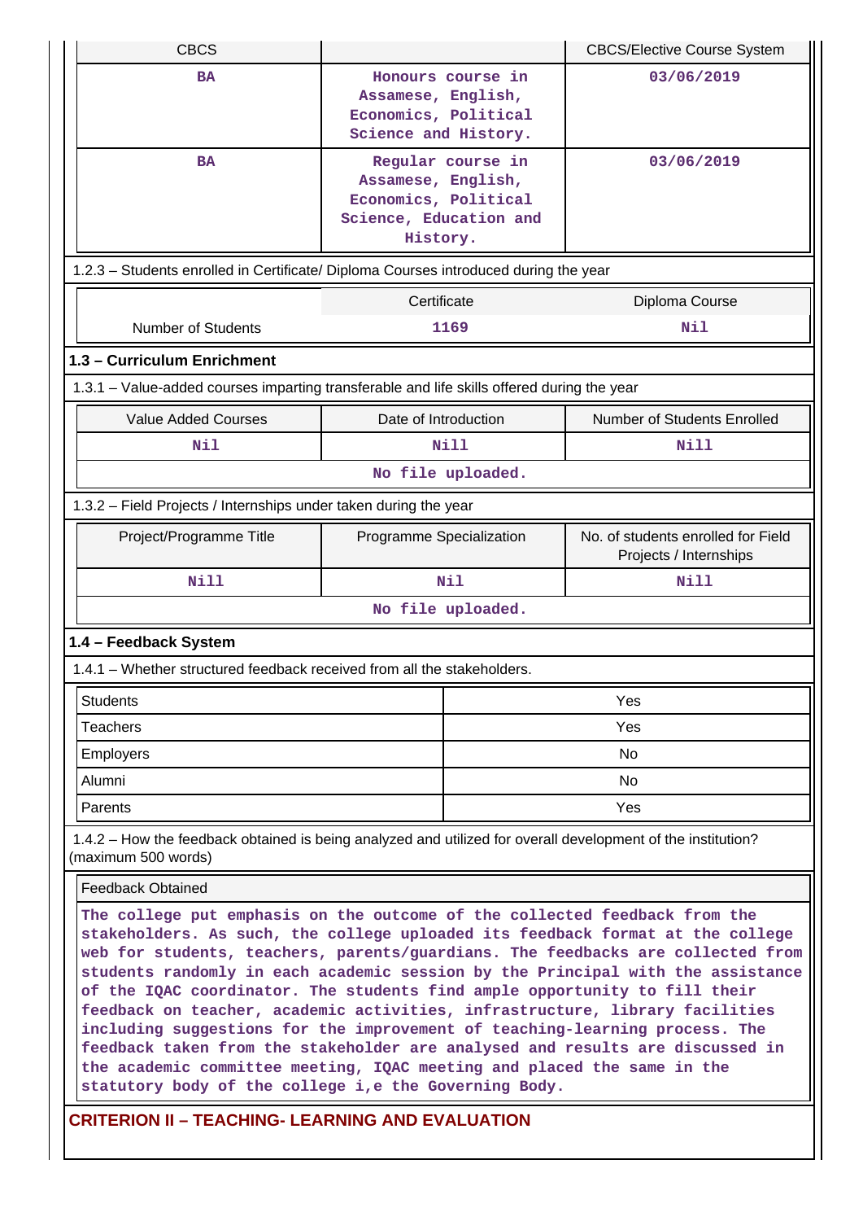| CBCS | | CBCS/Elective Course System |
|---|---|---|
| BA | Honours course in Assamese, English, Economics, Political Science and History. | 03/06/2019 |
| BA | Regular course in Assamese, English, Economics, Political Science, Education and History. | 03/06/2019 |

1.2.3 – Students enrolled in Certificate/ Diploma Courses introduced during the year

| | Certificate | Diploma Course |
|---|---|---|
| Number of Students | 1169 | Nil |

## 1.3 – Curriculum Enrichment

1.3.1 – Value-added courses imparting transferable and life skills offered during the year

| Value Added Courses | Date of Introduction | Number of Students Enrolled |
|---|---|---|
| Nil | Nill | Nill |
| No file uploaded. | | |

1.3.2 – Field Projects / Internships under taken during the year

| Project/Programme Title | Programme Specialization | No. of students enrolled for Field Projects / Internships |
|---|---|---|
| Nill | Nil | Nill |
| No file uploaded. | | |

## 1.4 – Feedback System

1.4.1 – Whether structured feedback received from all the stakeholders.

| | |
|---|---|
| Students | Yes |
| Teachers | Yes |
| Employers | No |
| Alumni | No |
| Parents | Yes |

1.4.2 – How the feedback obtained is being analyzed and utilized for overall development of the institution? (maximum 500 words)

| Feedback Obtained |
|---|
| The college put emphasis on the outcome of the collected feedback from the stakeholders. As such, the college uploaded its feedback format at the college web for students, teachers, parents/guardians. The feedbacks are collected from students randomly in each academic session by the Principal with the assistance of the IQAC coordinator. The students find ample opportunity to fill their feedback on teacher, academic activities, infrastructure, library facilities including suggestions for the improvement of teaching-learning process. The feedback taken from the stakeholder are analysed and results are discussed in the academic committee meeting, IQAC meeting and placed the same in the statutory body of the college i,e the Governing Body. |

## CRITERION II – TEACHING- LEARNING AND EVALUATION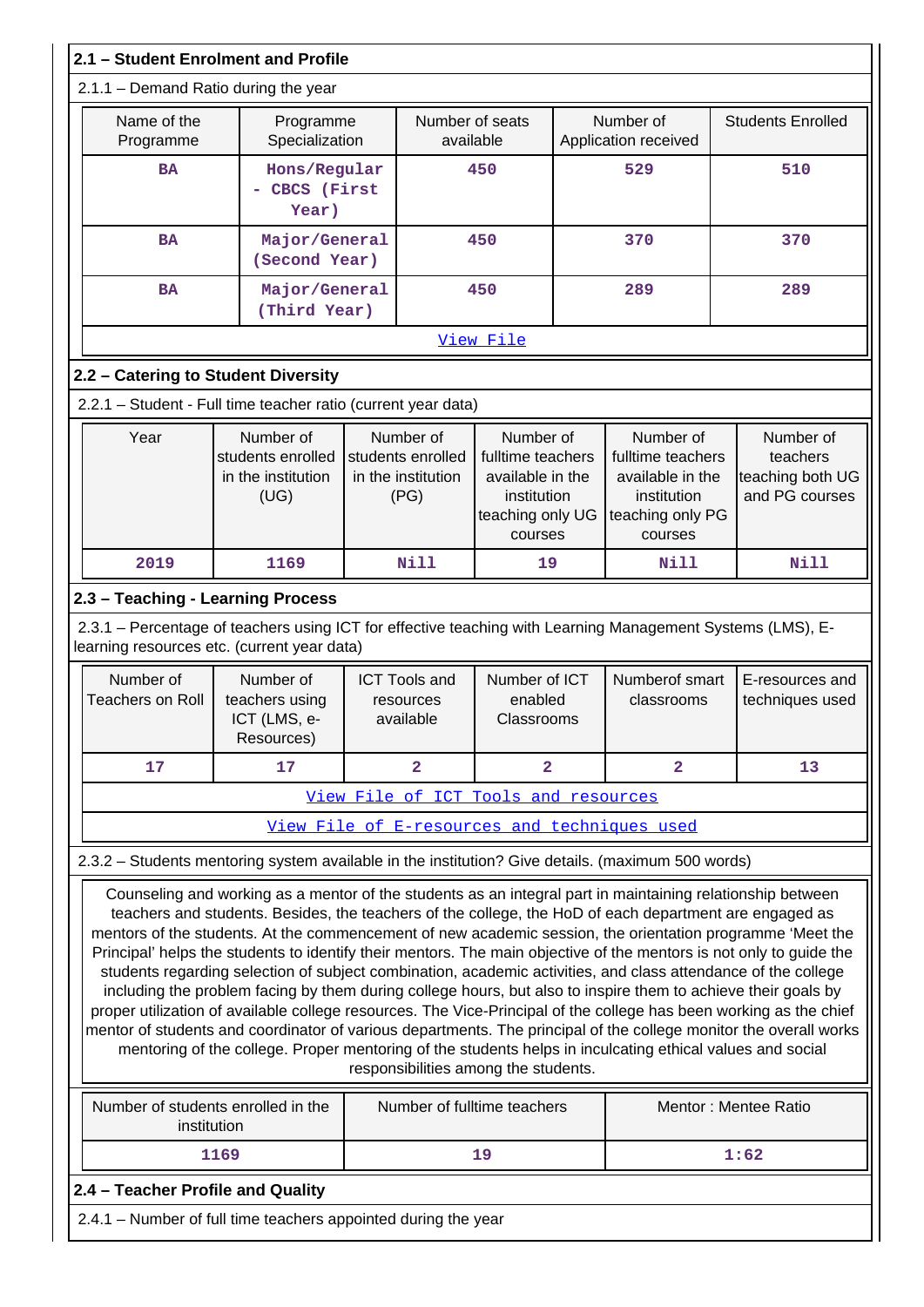## 2.1 – Student Enrolment and Profile

2.1.1 – Demand Ratio during the year

| Name of the Programme | Programme Specialization | Number of seats available | Number of Application received | Students Enrolled |
|---|---|---|---|---|
| BA | Hons/Regular - CBCS (First Year) | 450 | 529 | 510 |
| BA | Major/General (Second Year) | 450 | 370 | 370 |
| BA | Major/General (Third Year) | 450 | 289 | 289 |

View File

## 2.2 – Catering to Student Diversity

2.2.1 – Student - Full time teacher ratio (current year data)

| Year | Number of students enrolled in the institution (UG) | Number of students enrolled in the institution (PG) | Number of fulltime teachers available in the institution teaching only UG courses | Number of fulltime teachers available in the institution teaching only PG courses | Number of teachers teaching both UG and PG courses |
|---|---|---|---|---|---|
| 2019 | 1169 | Nill | 19 | Nill | Nill |

## 2.3 – Teaching - Learning Process

2.3.1 – Percentage of teachers using ICT for effective teaching with Learning Management Systems (LMS), E-learning resources etc. (current year data)

| Number of Teachers on Roll | Number of teachers using ICT (LMS, e-Resources) | ICT Tools and resources available | Number of ICT enabled Classrooms | Numberof smart classrooms | E-resources and techniques used |
|---|---|---|---|---|---|
| 17 | 17 | 2 | 2 | 2 | 13 |

View File of ICT Tools and resources

View File of E-resources and techniques used

2.3.2 – Students mentoring system available in the institution? Give details. (maximum 500 words)

Counseling and working as a mentor of the students as an integral part in maintaining relationship between teachers and students. Besides, the teachers of the college, the HoD of each department are engaged as mentors of the students. At the commencement of new academic session, the orientation programme 'Meet the Principal' helps the students to identify their mentors. The main objective of the mentors is not only to guide the students regarding selection of subject combination, academic activities, and class attendance of the college including the problem facing by them during college hours, but also to inspire them to achieve their goals by proper utilization of available college resources. The Vice-Principal of the college has been working as the chief mentor of students and coordinator of various departments. The principal of the college monitor the overall works mentoring of the college. Proper mentoring of the students helps in inculcating ethical values and social responsibilities among the students.

| Number of students enrolled in the institution | Number of fulltime teachers | Mentor : Mentee Ratio |
|---|---|---|
| 1169 | 19 | 1:62 |

## 2.4 – Teacher Profile and Quality

2.4.1 – Number of full time teachers appointed during the year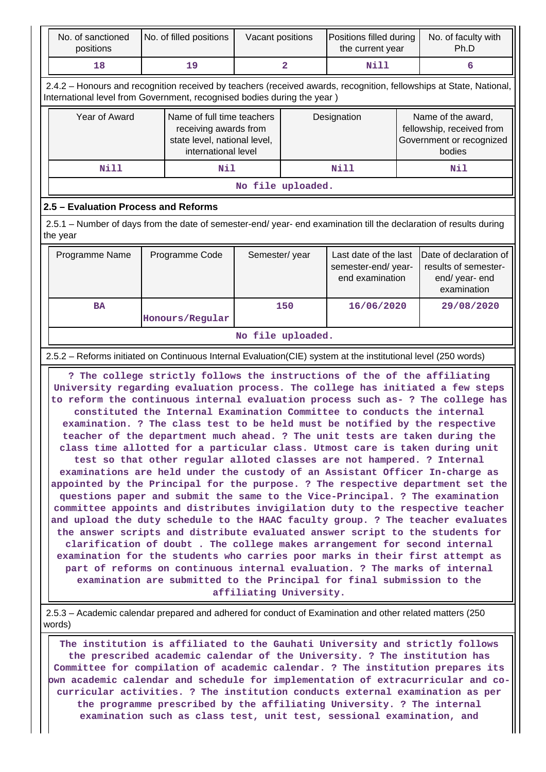| No. of sanctioned positions | No. of filled positions | Vacant positions | Positions filled during the current year | No. of faculty with Ph.D |
|---|---|---|---|---|
| 18 | 19 | 2 | Nill | 6 |

2.4.2 – Honours and recognition received by teachers (received awards, recognition, fellowships at State, National, International level from Government, recognised bodies during the year )

| Year of Award | Name of full time teachers receiving awards from state level, national level, international level | Designation | Name of the award, fellowship, received from Government or recognized bodies |
|---|---|---|---|
| Nill | Nil | Nill | Nil |
| No file uploaded. | | | |

### 2.5 – Evaluation Process and Reforms

2.5.1 – Number of days from the date of semester-end/ year- end examination till the declaration of results during the year

| Programme Name | Programme Code | Semester/ year | Last date of the last semester-end/ year- end examination | Date of declaration of results of semester- end/ year- end examination |
|---|---|---|---|---|
| BA | Honours/Regular | 150 | 16/06/2020 | 29/08/2020 |
| No file uploaded. | | | | |

2.5.2 – Reforms initiated on Continuous Internal Evaluation(CIE) system at the institutional level (250 words)

? The college strictly follows the instructions of the of the affiliating University regarding evaluation process. The college has initiated a few steps to reform the continuous internal evaluation process such as- ? The college has constituted the Internal Examination Committee to conducts the internal examination. ? The class test to be held must be notified by the respective teacher of the department much ahead. ? The unit tests are taken during the class time allotted for a particular class. Utmost care is taken during unit test so that other regular alloted classes are not hampered. ? Internal examinations are held under the custody of an Assistant Officer In-charge as appointed by the Principal for the purpose. ? The respective department set the questions paper and submit the same to the Vice-Principal. ? The examination committee appoints and distributes invigilation duty to the respective teacher and upload the duty schedule to the HAAC faculty group. ? The teacher evaluates the answer scripts and distribute evaluated answer script to the students for clarification of doubt . The college makes arrangement for second internal examination for the students who carries poor marks in their first attempt as part of reforms on continuous internal evaluation. ? The marks of internal examination are submitted to the Principal for final submission to the affiliating University.

2.5.3 – Academic calendar prepared and adhered for conduct of Examination and other related matters (250 words)

The institution is affiliated to the Gauhati University and strictly follows the prescribed academic calendar of the University. ? The institution has Committee for compilation of academic calendar. ? The institution prepares its own academic calendar and schedule for implementation of extracurricular and co-curricular activities. ? The institution conducts external examination as per the programme prescribed by the affiliating University. ? The internal examination such as class test, unit test, sessional examination, and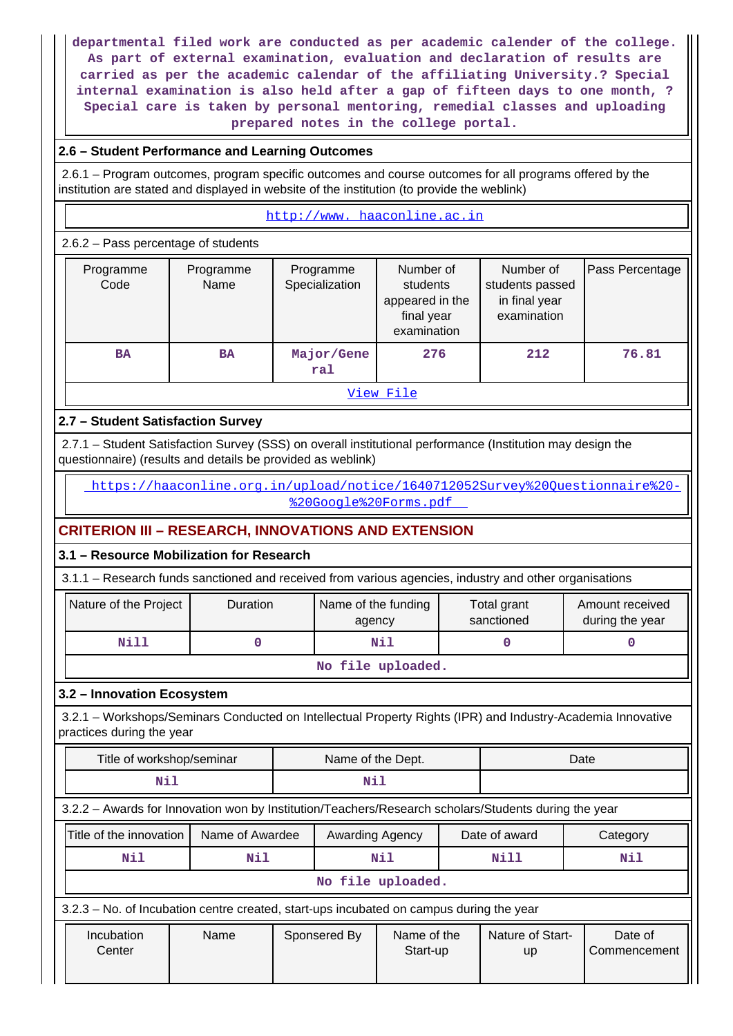departmental filed work are conducted as per academic calender of the college. As part of external examination, evaluation and declaration of results are carried as per the academic calendar of the affiliating University.? Special internal examination is also held after a gap of fifteen days to one month, ? Special care is taken by personal mentoring, remedial classes and uploading prepared notes in the college portal.

### 2.6 – Student Performance and Learning Outcomes

2.6.1 – Program outcomes, program specific outcomes and course outcomes for all programs offered by the institution are stated and displayed in website of the institution (to provide the weblink)

http://www. haaconline.ac.in

2.6.2 – Pass percentage of students

| Programme Code | Programme Name | Programme Specialization | Number of students appeared in the final year examination | Number of students passed in final year examination | Pass Percentage |
|---|---|---|---|---|---|
| BA | BA | Major/General | 276 | 212 | 76.81 |
| View File | | | | | |

### 2.7 – Student Satisfaction Survey

2.7.1 – Student Satisfaction Survey (SSS) on overall institutional performance (Institution may design the questionnaire) (results and details be provided as weblink)

https://haaconline.org.in/upload/notice/1640712052Survey%20Questionnaire%20-%20Google%20Forms.pdf

## CRITERION III – RESEARCH, INNOVATIONS AND EXTENSION

### 3.1 – Resource Mobilization for Research

3.1.1 – Research funds sanctioned and received from various agencies, industry and other organisations

| Nature of the Project | Duration | Name of the funding agency | Total grant sanctioned | Amount received during the year |
|---|---|---|---|---|
| Nill | 0 | Nil | 0 | 0 |
| No file uploaded. | | | | |

### 3.2 – Innovation Ecosystem

3.2.1 – Workshops/Seminars Conducted on Intellectual Property Rights (IPR) and Industry-Academia Innovative practices during the year

| Title of workshop/seminar | Name of the Dept. | Date |
|---|---|---|
| Nil | Nil | |

3.2.2 – Awards for Innovation won by Institution/Teachers/Research scholars/Students during the year

| Title of the innovation | Name of Awardee | Awarding Agency | Date of award | Category |
|---|---|---|---|---|
| Nil | Nil | Nil | Nill | Nil |
| No file uploaded. | | | | |

3.2.3 – No. of Incubation centre created, start-ups incubated on campus during the year

| Incubation Center | Name | Sponsored By | Name of the Start-up | Nature of Start-up | Date of Commencement |
|---|---|---|---|---|---|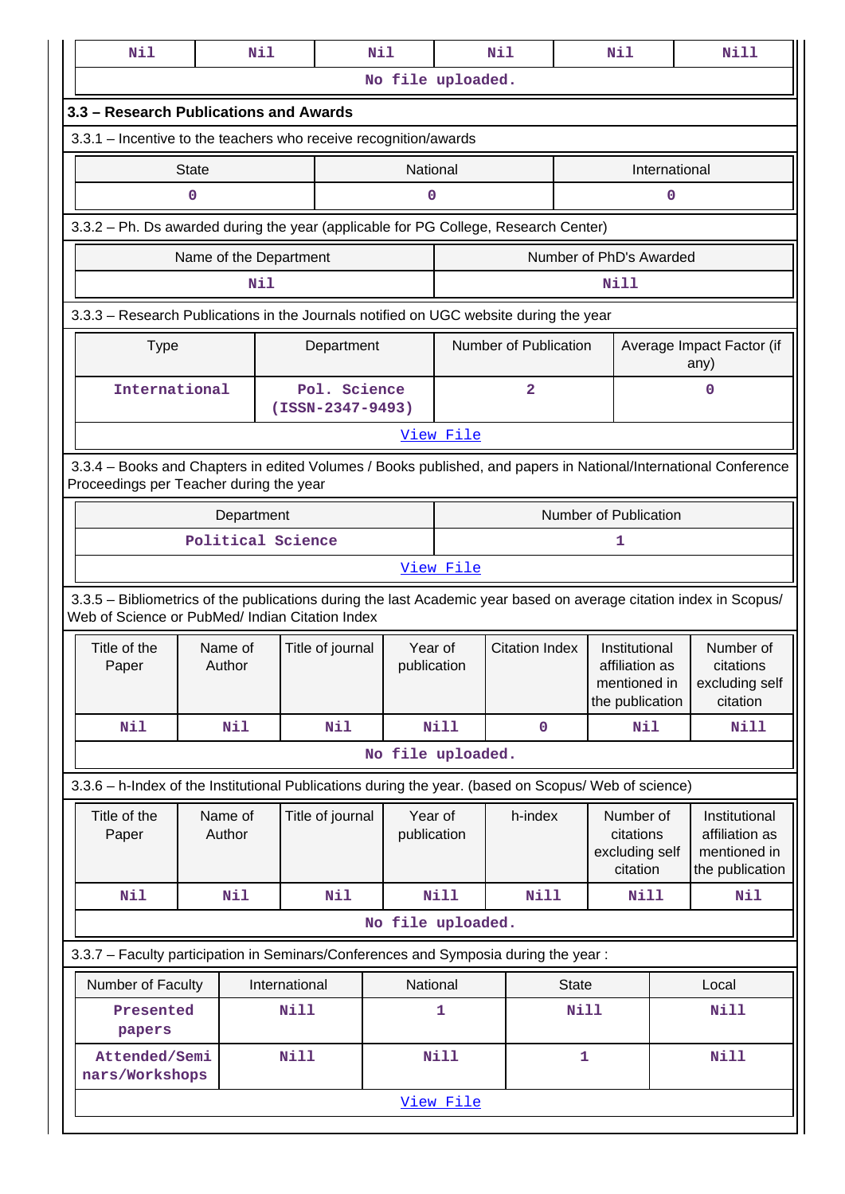| Nil | Nil | Nil | Nil | Nil | Nill |
|---|---|---|---|---|---|

No file uploaded.

## 3.3 – Research Publications and Awards

3.3.1 – Incentive to the teachers who receive recognition/awards

| State | National | International |
|---|---|---|
| 0 | 0 | 0 |

3.3.2 – Ph. Ds awarded during the year (applicable for PG College, Research Center)

| Name of the Department | Number of PhD's Awarded |
|---|---|
| Nil | Nill |

3.3.3 – Research Publications in the Journals notified on UGC website during the year

| Type | Department | Number of Publication | Average Impact Factor (if any) |
|---|---|---|---|
| International | Pol. Science (ISSN-2347-9493) | 2 | 0 |

View File

3.3.4 – Books and Chapters in edited Volumes / Books published, and papers in National/International Conference Proceedings per Teacher during the year

| Department | Number of Publication |
|---|---|
| Political Science | 1 |

View File

3.3.5 – Bibliometrics of the publications during the last Academic year based on average citation index in Scopus/ Web of Science or PubMed/ Indian Citation Index

| Title of the Paper | Name of Author | Title of journal | Year of publication | Citation Index | Institutional affiliation as mentioned in the publication | Number of citations excluding self citation |
|---|---|---|---|---|---|---|
| Nil | Nil | Nil | Nill | 0 | Nil | Nill |

No file uploaded.

3.3.6 – h-Index of the Institutional Publications during the year. (based on Scopus/ Web of science)

| Title of the Paper | Name of Author | Title of journal | Year of publication | h-index | Number of citations excluding self citation | Institutional affiliation as mentioned in the publication |
|---|---|---|---|---|---|---|
| Nil | Nil | Nil | Nill | Nill | Nill | Nil |

No file uploaded.

3.3.7 – Faculty participation in Seminars/Conferences and Symposia during the year :

| Number of Faculty | International | National | State | Local |
|---|---|---|---|---|
| Presented papers | Nill | 1 | Nill | Nill |
| Attended/Seminars/Workshops | Nill | Nill | 1 | Nill |

View File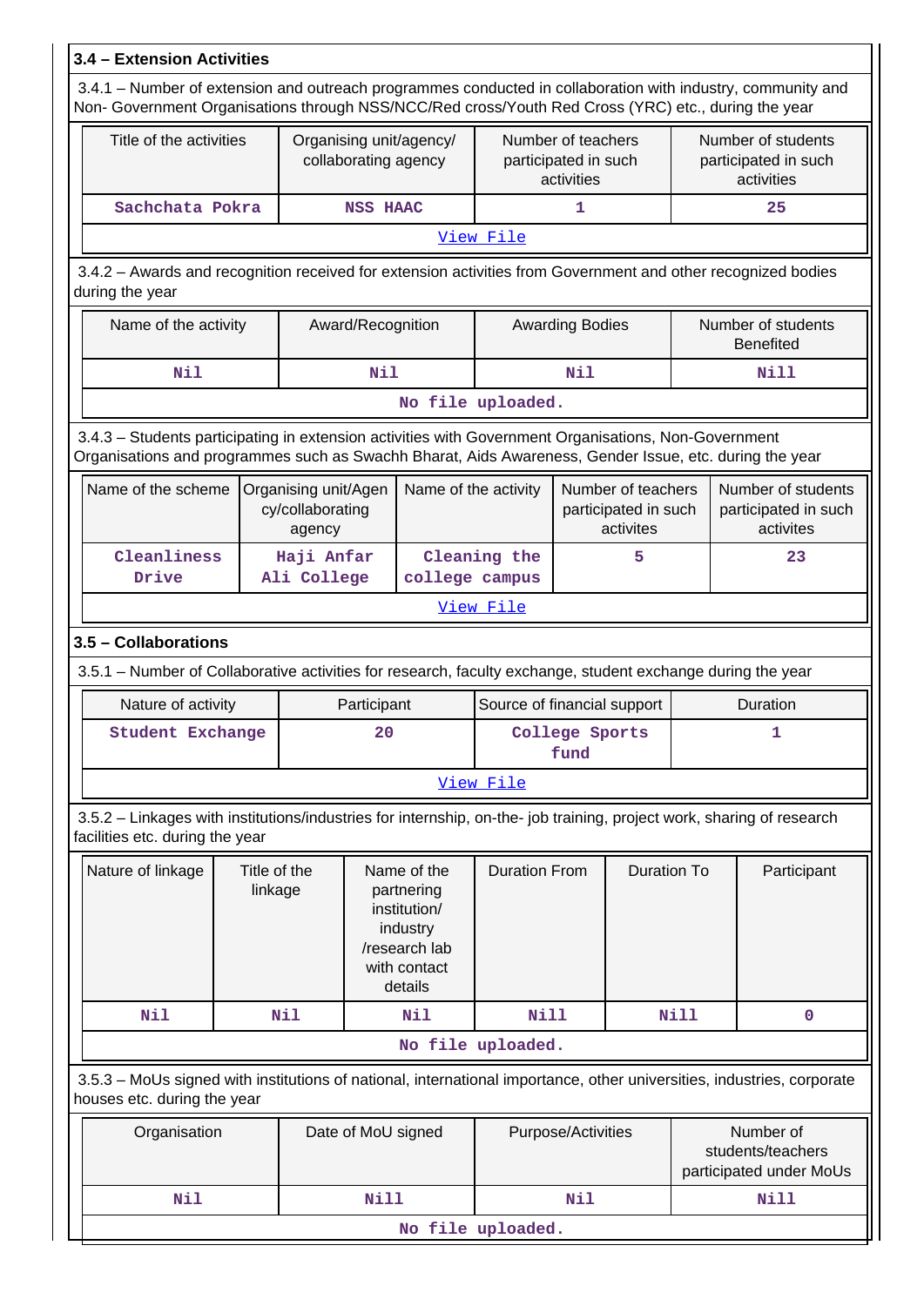## 3.4 – Extension Activities

3.4.1 – Number of extension and outreach programmes conducted in collaboration with industry, community and Non- Government Organisations through NSS/NCC/Red cross/Youth Red Cross (YRC) etc., during the year

| Title of the activities | Organising unit/agency/ collaborating agency | Number of teachers participated in such activities | Number of students participated in such activities |
|---|---|---|---|
| Sachchata Pokra | NSS HAAC | 1 | 25 |
| View File | | | |

3.4.2 – Awards and recognition received for extension activities from Government and other recognized bodies during the year

| Name of the activity | Award/Recognition | Awarding Bodies | Number of students Benefited |
|---|---|---|---|
| Nil | Nil | Nil | Nill |
| No file uploaded. | | | |

3.4.3 – Students participating in extension activities with Government Organisations, Non-Government Organisations and programmes such as Swachh Bharat, Aids Awareness, Gender Issue, etc. during the year

| Name of the scheme | Organising unit/Agency/collaborating agency | Name of the activity | Number of teachers participated in such activites | Number of students participated in such activites |
|---|---|---|---|---|
| Cleanliness Drive | Haji Anfar Ali College | Cleaning the college campus | 5 | 23 |
| View File | | | | |

## 3.5 – Collaborations

3.5.1 – Number of Collaborative activities for research, faculty exchange, student exchange during the year

| Nature of activity | Participant | Source of financial support | Duration |
|---|---|---|---|
| Student Exchange | 20 | College Sports fund | 1 |
| View File | | | |

3.5.2 – Linkages with institutions/industries for internship, on-the- job training, project work, sharing of research facilities etc. during the year

| Nature of linkage | Title of the linkage | Name of the partnering institution/ industry /research lab with contact details | Duration From | Duration To | Participant |
|---|---|---|---|---|---|
| Nil | Nil | Nil | Nill | Nill | 0 |
| No file uploaded. | | | | | |

3.5.3 – MoUs signed with institutions of national, international importance, other universities, industries, corporate houses etc. during the year

| Organisation | Date of MoU signed | Purpose/Activities | Number of students/teachers participated under MoUs |
|---|---|---|---|
| Nil | Nill | Nil | Nill |
| No file uploaded. | | | |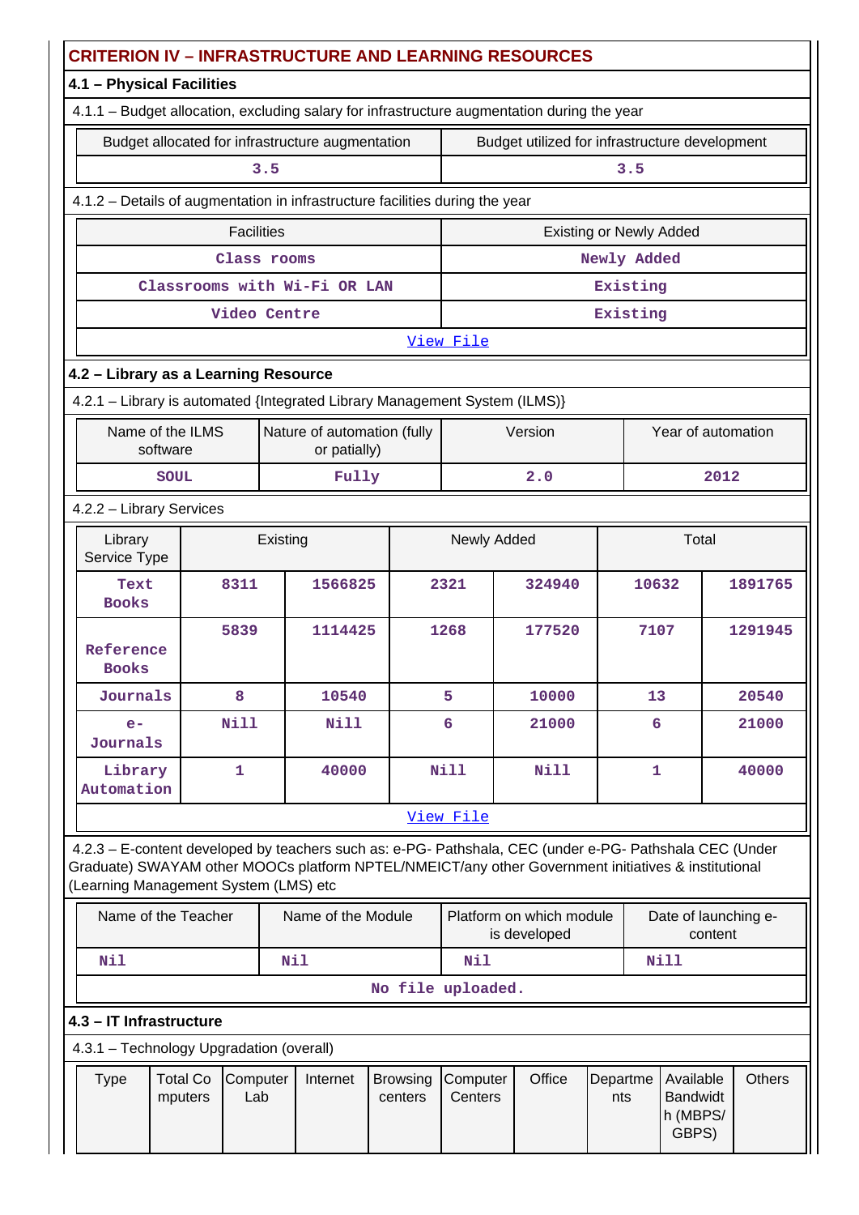## CRITERION IV – INFRASTRUCTURE AND LEARNING RESOURCES

### 4.1 – Physical Facilities

4.1.1 – Budget allocation, excluding salary for infrastructure augmentation during the year

| Budget allocated for infrastructure augmentation | Budget utilized for infrastructure development |
|---|---|
| 3.5 | 3.5 |

4.1.2 – Details of augmentation in infrastructure facilities during the year

| Facilities | Existing or Newly Added |
|---|---|
| Class rooms | Newly Added |
| Classrooms with Wi-Fi OR LAN | Existing |
| Video Centre | Existing |

View File

### 4.2 – Library as a Learning Resource

4.2.1 – Library is automated {Integrated Library Management System (ILMS)}

| Name of the ILMS software | Nature of automation (fully or patially) | Version | Year of automation |
|---|---|---|---|
| SOUL | Fully | 2.0 | 2012 |

4.2.2 – Library Services

| Library Service Type | Existing | | Newly Added | | Total | |
|---|---|---|---|---|---|---|
| Text Books | 8311 | 1566825 | 2321 | 324940 | 10632 | 1891765 |
| Reference Books | 5839 | 1114425 | 1268 | 177520 | 7107 | 1291945 |
| Journals | 8 | 10540 | 5 | 10000 | 13 | 20540 |
| e-Journals | Nill | Nill | 6 | 21000 | 6 | 21000 |
| Library Automation | 1 | 40000 | Nill | Nill | 1 | 40000 |

View File

4.2.3 – E-content developed by teachers such as: e-PG- Pathshala, CEC (under e-PG- Pathshala CEC (Under Graduate) SWAYAM other MOOCs platform NPTEL/NMEICT/any other Government initiatives & institutional (Learning Management System (LMS) etc

| Name of the Teacher | Name of the Module | Platform on which module is developed | Date of launching e-content |
|---|---|---|---|
| Nil | Nil | Nil | Nill |

No file uploaded.

### 4.3 – IT Infrastructure

4.3.1 – Technology Upgradation (overall)

| Type | Total Computers | Computer Lab | Internet | Browsing centers | Computer Centers | Office | Departments | Available Bandwidth (MBPS/ GBPS) | Others |
|---|---|---|---|---|---|---|---|---|---|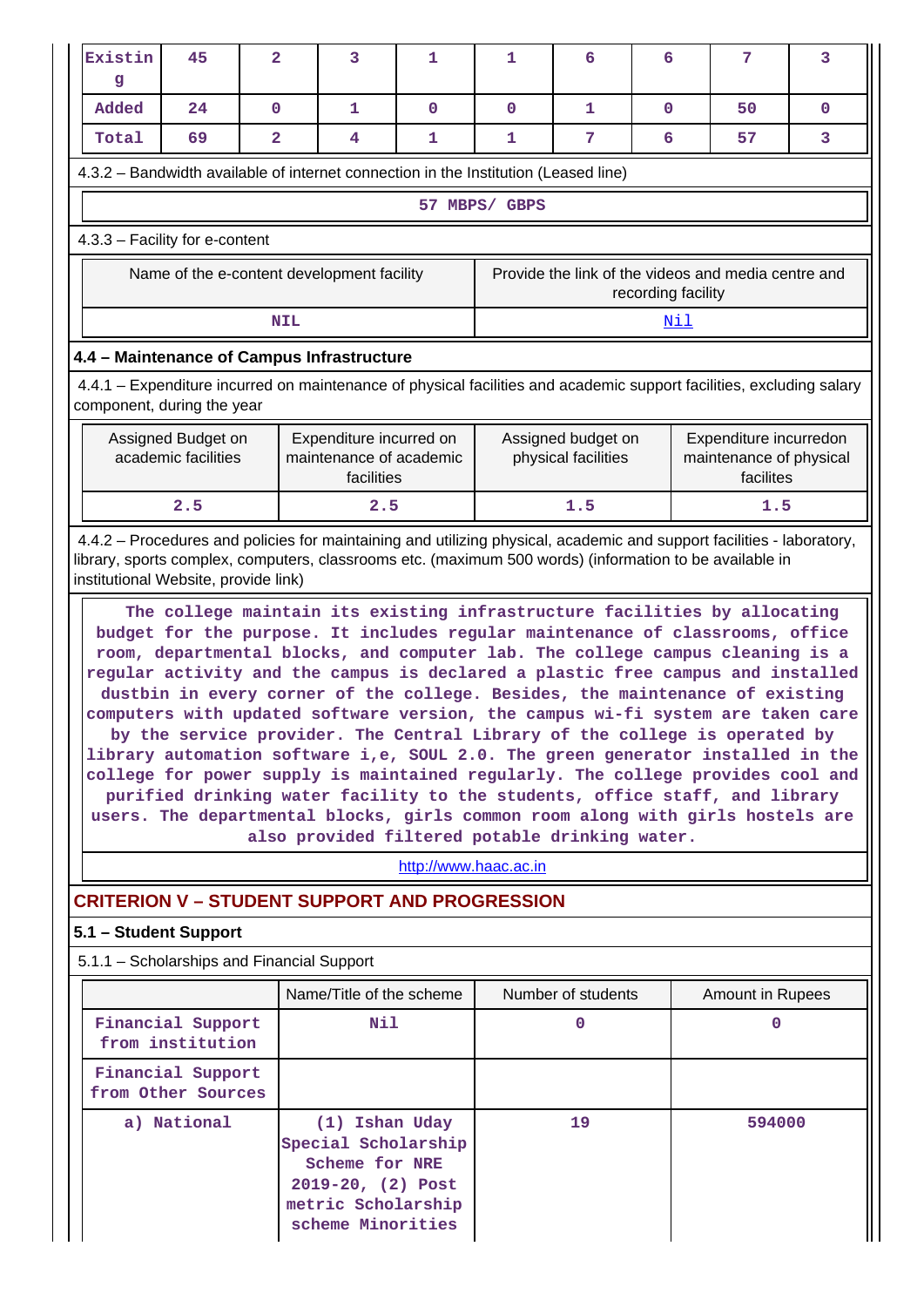| Existin g | 45 | 2 | 3 | 1 | 1 | 6 | 6 | 7 | 3 |
|---|---|---|---|---|---|---|---|---|---|
| Added | 24 | 0 | 1 | 0 | 0 | 1 | 0 | 50 | 0 |
| Total | 69 | 2 | 4 | 1 | 1 | 7 | 6 | 57 | 3 |

4.3.2 – Bandwidth available of internet connection in the Institution (Leased line)

57 MBPS/ GBPS

4.3.3 – Facility for e-content

| Name of the e-content development facility | Provide the link of the videos and media centre and recording facility |
|---|---|
| NIL | Nil |

### 4.4 – Maintenance of Campus Infrastructure

4.4.1 – Expenditure incurred on maintenance of physical facilities and academic support facilities, excluding salary component, during the year

| Assigned Budget on academic facilities | Expenditure incurred on maintenance of academic facilities | Assigned budget on physical facilities | Expenditure incurredon maintenance of physical facilites |
|---|---|---|---|
| 2.5 | 2.5 | 1.5 | 1.5 |

4.4.2 – Procedures and policies for maintaining and utilizing physical, academic and support facilities - laboratory, library, sports complex, computers, classrooms etc. (maximum 500 words) (information to be available in institutional Website, provide link)

The college maintain its existing infrastructure facilities by allocating budget for the purpose. It includes regular maintenance of classrooms, office room, departmental blocks, and computer lab. The college campus cleaning is a regular activity and the campus is declared a plastic free campus and installed dustbin in every corner of the college. Besides, the maintenance of existing computers with updated software version, the campus wi-fi system are taken care by the service provider. The Central Library of the college is operated by library automation software i,e, SOUL 2.0. The green generator installed in the college for power supply is maintained regularly. The college provides cool and purified drinking water facility to the students, office staff, and library users. The departmental blocks, girls common room along with girls hostels are also provided filtered potable drinking water.

http://www.haac.ac.in

## CRITERION V – STUDENT SUPPORT AND PROGRESSION

### 5.1 – Student Support

5.1.1 – Scholarships and Financial Support

| | Name/Title of the scheme | Number of students | Amount in Rupees |
|---|---|---|---|
| Financial Support from institution | Nil | 0 | 0 |
| Financial Support from Other Sources | | | |
| a) National | (1) Ishan Uday Special Scholarship Scheme for NRE 2019-20, (2) Post metric Scholarship scheme Minorities | 19 | 594000 |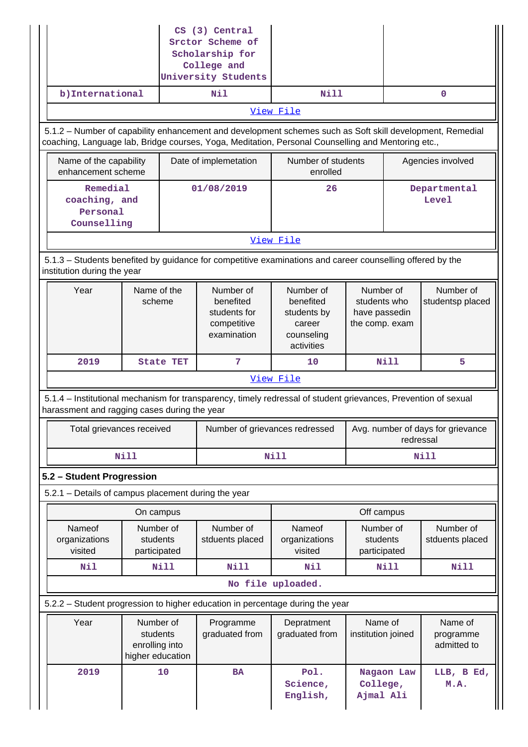|  | CS (3) Central Srctor Scheme of Scholarship for College and University Students |  |  |
|---|---|---|---|
| b)International | Nil | Nill | 0 |
| View File | | | |

5.1.2 – Number of capability enhancement and development schemes such as Soft skill development, Remedial coaching, Language lab, Bridge courses, Yoga, Meditation, Personal Counselling and Mentoring etc.,

| Name of the capability enhancement scheme | Date of implemetation | Number of students enrolled | Agencies involved |
|---|---|---|---|
| Remedial coaching, and Personal Counselling | 01/08/2019 | 26 | Departmental Level |
| View File | | | |

5.1.3 – Students benefited by guidance for competitive examinations and career counselling offered by the institution during the year

| Year | Name of the scheme | Number of benefited students for competitive examination | Number of benefited students by career counseling activities | Number of students who have passedin the comp. exam | Number of studentsp placed |
|---|---|---|---|---|---|
| 2019 | State TET | 7 | 10 | Nill | 5 |
| View File | | | | | |

5.1.4 – Institutional mechanism for transparency, timely redressal of student grievances, Prevention of sexual harassment and ragging cases during the year

| Total grievances received | Number of grievances redressed | Avg. number of days for grievance redressal |
|---|---|---|
| Nill | Nill | Nill |

## 5.2 – Student Progression

5.2.1 – Details of campus placement during the year

| On campus | | | Off campus | | |
|---|---|---|---|---|---|
| Nameof organizations visited | Number of students participated | Number of stduents placed | Nameof organizations visited | Number of students participated | Number of stduents placed |
| Nil | Nill | Nill | Nil | Nill | Nill |
| No file uploaded. | | | | | |

5.2.2 – Student progression to higher education in percentage during the year

| Year | Number of students enrolling into higher education | Programme graduated from | Depratment graduated from | Name of institution joined | Name of programme admitted to |
|---|---|---|---|---|---|
| 2019 | 10 | BA | Pol. Science, English, | Nagaon Law College, Ajmal Ali | LLB, B Ed, M.A. |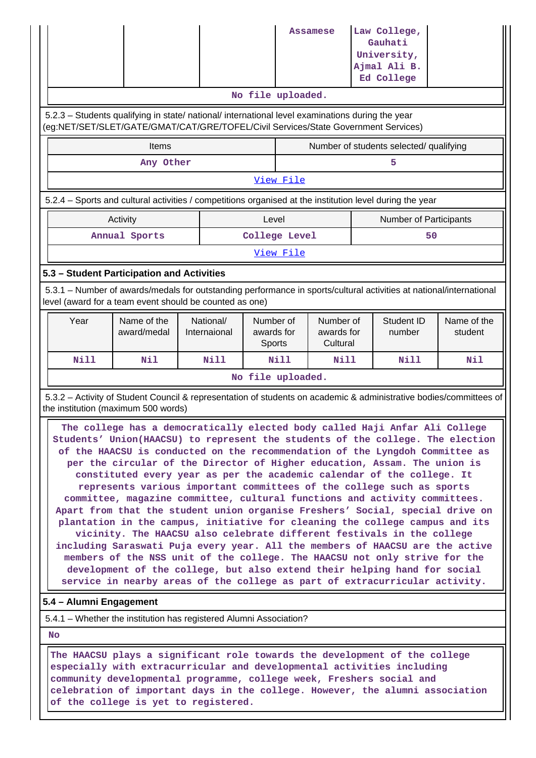| | | | Assamese | Law College, Gauhati University, Ajmal Ali B. Ed College | |
|---|---|---|---|---|---|

No file uploaded.

5.2.3 – Students qualifying in state/ national/ international level examinations during the year (eg:NET/SET/SLET/GATE/GMAT/CAT/GRE/TOFEL/Civil Services/State Government Services)

| Items | Number of students selected/ qualifying |
|---|---|
| Any Other | 5 |

View File

5.2.4 – Sports and cultural activities / competitions organised at the institution level during the year

| Activity | Level | Number of Participants |
|---|---|---|
| Annual Sports | College Level | 50 |

View File

## 5.3 – Student Participation and Activities

5.3.1 – Number of awards/medals for outstanding performance in sports/cultural activities at national/international level (award for a team event should be counted as one)

| Year | Name of the award/medal | National/ Internaional | Number of awards for Sports | Number of awards for Cultural | Student ID number | Name of the student |
|---|---|---|---|---|---|---|
| Nill | Nil | Nill | Nill | Nill | Nill | Nil |

No file uploaded.

5.3.2 – Activity of Student Council & representation of students on academic & administrative bodies/committees of the institution (maximum 500 words)

The college has a democratically elected body called Haji Anfar Ali College Students' Union(HAACSU) to represent the students of the college. The election of the HAACSU is conducted on the recommendation of the Lyngdoh Committee as per the circular of the Director of Higher education, Assam. The union is constituted every year as per the academic calendar of the college. It represents various important committees of the college such as sports committee, magazine committee, cultural functions and activity committees. Apart from that the student union organise Freshers' Social, special drive on plantation in the campus, initiative for cleaning the college campus and its vicinity. The HAACSU also celebrate different festivals in the college including Saraswati Puja every year. All the members of HAACSU are the active members of the NSS unit of the college. The HAACSU not only strive for the development of the college, but also extend their helping hand for social service in nearby areas of the college as part of extracurricular activity.

## 5.4 – Alumni Engagement

5.4.1 – Whether the institution has registered Alumni Association?

No

The HAACSU plays a significant role towards the development of the college especially with extracurricular and developmental activities including community developmental programme, college week, Freshers social and celebration of important days in the college. However, the alumni association of the college is yet to registered.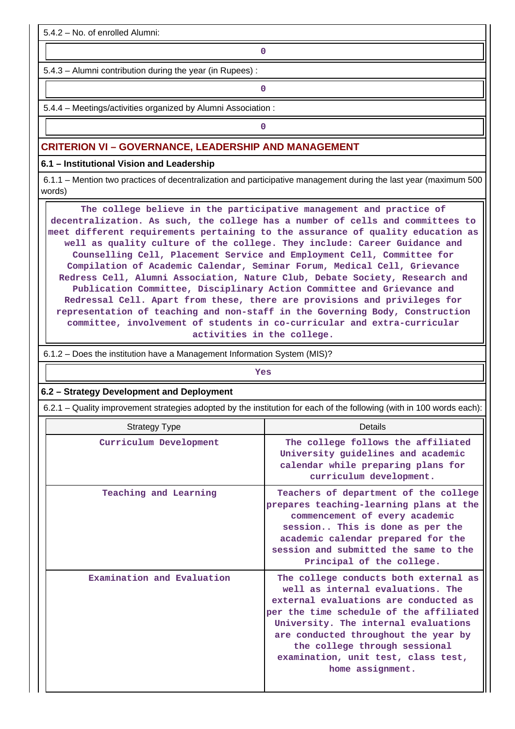5.4.2 – No. of enrolled Alumni:

0

5.4.3 – Alumni contribution during the year (in Rupees) :

0

5.4.4 – Meetings/activities organized by Alumni Association :

0

## CRITERION VI – GOVERNANCE, LEADERSHIP AND MANAGEMENT

### 6.1 – Institutional Vision and Leadership

6.1.1 – Mention two practices of decentralization and participative management during the last year (maximum 500 words)

The college believe in the participative management and practice of decentralization. As such, the college has a number of cells and committees to meet different requirements pertaining to the assurance of quality education as well as quality culture of the college. They include: Career Guidance and Counselling Cell, Placement Service and Employment Cell, Committee for Compilation of Academic Calendar, Seminar Forum, Medical Cell, Grievance Redress Cell, Alumni Association, Nature Club, Debate Society, Research and Publication Committee, Disciplinary Action Committee and Grievance and Redressal Cell. Apart from these, there are provisions and privileges for representation of teaching and non-staff in the Governing Body, Construction committee, involvement of students in co-curricular and extra-curricular activities in the college.

6.1.2 – Does the institution have a Management Information System (MIS)?

Yes

### 6.2 – Strategy Development and Deployment

6.2.1 – Quality improvement strategies adopted by the institution for each of the following (with in 100 words each):

| Strategy Type | Details |
|---|---|
| Curriculum Development | The college follows the affiliated University guidelines and academic calendar while preparing plans for curriculum development. |
| Teaching and Learning | Teachers of department of the college prepares teaching-learning plans at the commencement of every academic session.. This is done as per the academic calendar prepared for the session and submitted the same to the Principal of the college. |
| Examination and Evaluation | The college conducts both external as well as internal evaluations. The external evaluations are conducted as per the time schedule of the affiliated University. The internal evaluations are conducted throughout the year by the college through sessional examination, unit test, class test, home assignment. |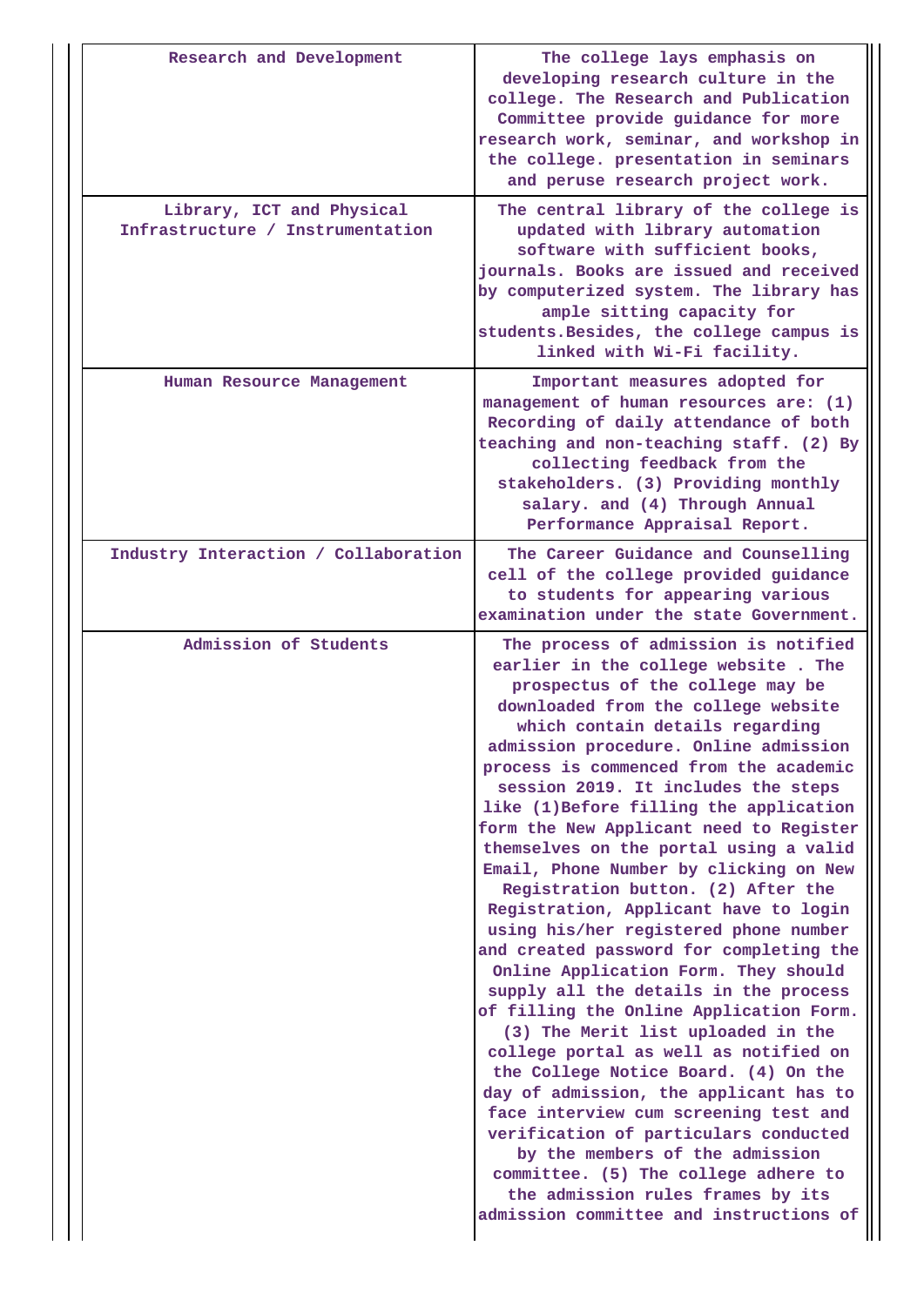| Research and Development | The college lays emphasis on developing research culture in the college. The Research and Publication Committee provide guidance for more research work, seminar, and workshop in the college. presentation in seminars and peruse research project work. |
|---|---|
| Library, ICT and Physical Infrastructure / Instrumentation | The central library of the college is updated with library automation software with sufficient books, journals. Books are issued and received by computerized system. The library has ample sitting capacity for students.Besides, the college campus is linked with Wi-Fi facility. |
| Human Resource Management | Important measures adopted for management of human resources are: (1) Recording of daily attendance of both teaching and non-teaching staff. (2) By collecting feedback from the stakeholders. (3) Providing monthly salary. and (4) Through Annual Performance Appraisal Report. |
| Industry Interaction / Collaboration | The Career Guidance and Counselling cell of the college provided guidance to students for appearing various examination under the state Government. |
| Admission of Students | The process of admission is notified earlier in the college website . The prospectus of the college may be downloaded from the college website which contain details regarding admission procedure. Online admission process is commenced from the academic session 2019. It includes the steps like (1)Before filling the application form the New Applicant need to Register themselves on the portal using a valid Email, Phone Number by clicking on New Registration button. (2) After the Registration, Applicant have to login using his/her registered phone number and created password for completing the Online Application Form. They should supply all the details in the process of filling the Online Application Form. (3) The Merit list uploaded in the college portal as well as notified on the College Notice Board. (4) On the day of admission, the applicant has to face interview cum screening test and verification of particulars conducted by the members of the admission committee. (5) The college adhere to the admission rules frames by its admission committee and instructions of |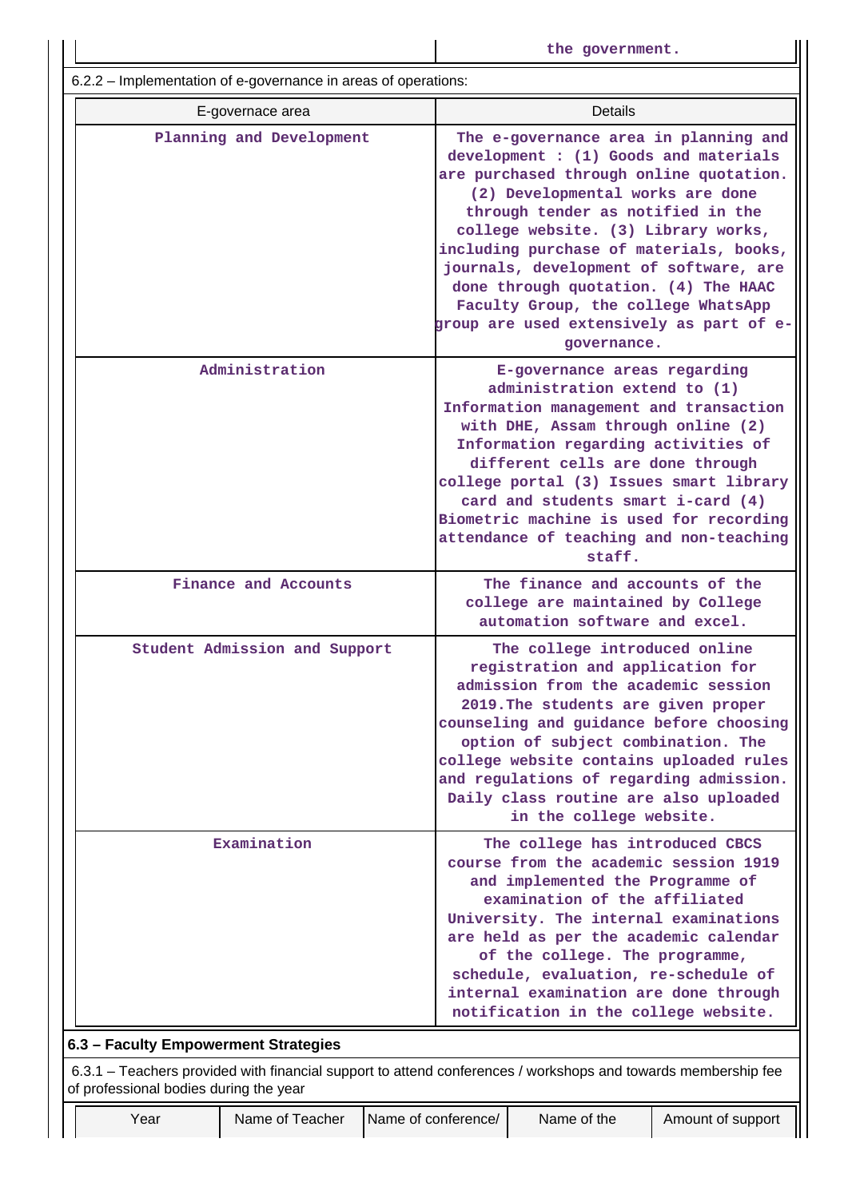| | the government. |
|---|---|

6.2.2 – Implementation of e-governance in areas of operations:

| E-governace area | Details |
|---|---|
| Planning and Development | The e-governance area in planning and development : (1) Goods and materials are purchased through online quotation. (2) Developmental works are done through tender as notified in the college website. (3) Library works, including purchase of materials, books, journals, development of software, are done through quotation. (4) The HAAC Faculty Group, the college WhatsApp group are used extensively as part of e-governance. |
| Administration | E-governance areas regarding administration extend to (1) Information management and transaction with DHE, Assam through online (2) Information regarding activities of different cells are done through college portal (3) Issues smart library card and students smart i-card (4) Biometric machine is used for recording attendance of teaching and non-teaching staff. |
| Finance and Accounts | The finance and accounts of the college are maintained by College automation software and excel. |
| Student Admission and Support | The college introduced online registration and application for admission from the academic session 2019.The students are given proper counseling and guidance before choosing option of subject combination. The college website contains uploaded rules and regulations of regarding admission. Daily class routine are also uploaded in the college website. |
| Examination | The college has introduced CBCS course from the academic session 1919 and implemented the Programme of examination of the affiliated University. The internal examinations are held as per the academic calendar of the college. The programme, schedule, evaluation, re-schedule of internal examination are done through notification in the college website. |

### 6.3 – Faculty Empowerment Strategies

6.3.1 – Teachers provided with financial support to attend conferences / workshops and towards membership fee of professional bodies during the year

| Year | Name of Teacher | Name of conference/ | Name of the | Amount of support |
|---|---|---|---|---|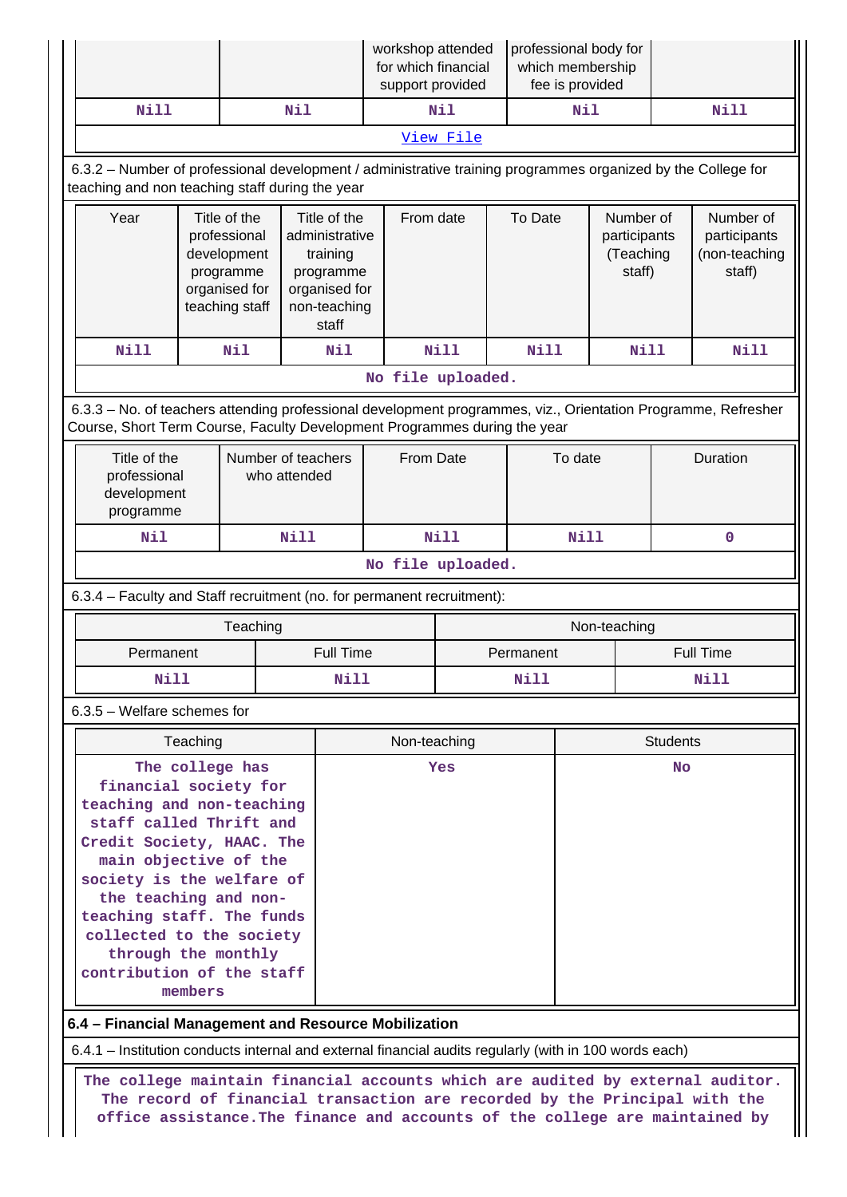| | | workshop attended for which financial support provided | professional body for which membership fee is provided | |
|---|---|---|---|---|
| Nill | Nil | Nil | Nil | Nill |

View File

6.3.2 – Number of professional development / administrative training programmes organized by the College for teaching and non teaching staff during the year

| Year | Title of the professional development programme organised for teaching staff | Title of the administrative training programme organised for non-teaching staff | From date | To Date | Number of participants (Teaching staff) | Number of participants (non-teaching staff) |
|---|---|---|---|---|---|---|
| Nill | Nil | Nil | Nill | Nill | Nill | Nill |

No file uploaded.

6.3.3 – No. of teachers attending professional development programmes, viz., Orientation Programme, Refresher Course, Short Term Course, Faculty Development Programmes during the year

| Title of the professional development programme | Number of teachers who attended | From Date | To date | Duration |
|---|---|---|---|---|
| Nil | Nill | Nill | Nill | 0 |

No file uploaded.

6.3.4 – Faculty and Staff recruitment (no. for permanent recruitment):

| Teaching | | Non-teaching | |
|---|---|---|---|
| Permanent | Full Time | Permanent | Full Time |
| Nill | Nill | Nill | Nill |

6.3.5 – Welfare schemes for

| Teaching | Non-teaching | Students |
|---|---|---|
| The college has financial society for teaching and non-teaching staff called Thrift and Credit Society, HAAC. The main objective of the society is the welfare of the teaching and non-teaching staff. The funds collected to the society through the monthly contribution of the staff members | Yes | No |

**6.4 – Financial Management and Resource Mobilization**

6.4.1 – Institution conducts internal and external financial audits regularly (with in 100 words each)

The college maintain financial accounts which are audited by external auditor. The record of financial transaction are recorded by the Principal with the office assistance.The finance and accounts of the college are maintained by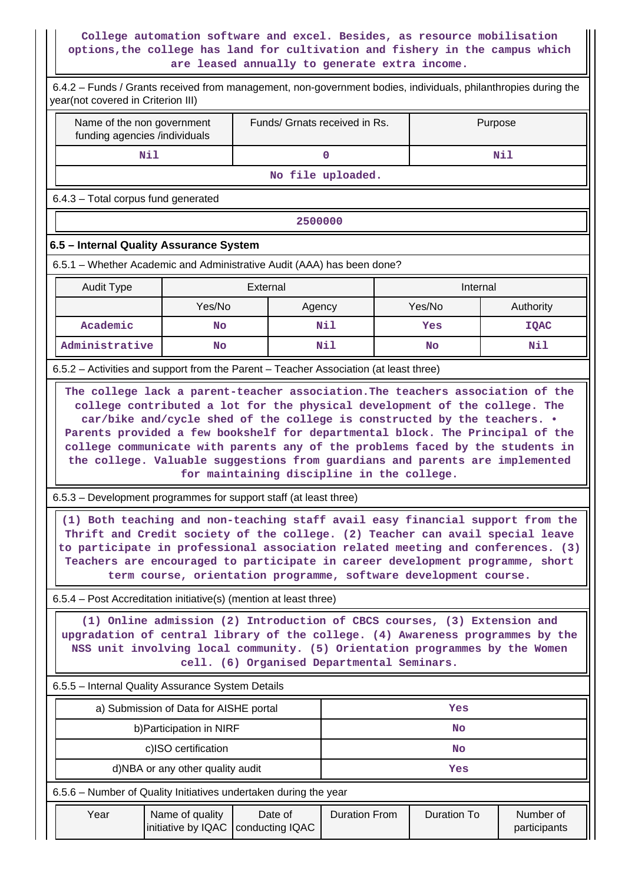College automation software and excel. Besides, as resource mobilisation options,the college has land for cultivation and fishery in the campus which are leased annually to generate extra income.

6.4.2 – Funds / Grants received from management, non-government bodies, individuals, philanthropies during the year(not covered in Criterion III)

| Name of the non government funding agencies /individuals | Funds/ Grnats received in Rs. | Purpose |
|---|---|---|
| Nil | 0 | Nil |
| No file uploaded. | | |

6.4.3 – Total corpus fund generated

| 2500000 |
|---|

### 6.5 – Internal Quality Assurance System

6.5.1 – Whether Academic and Administrative Audit (AAA) has been done?

| Audit Type | External | | Internal | |
|---|---|---|---|---|
| | Yes/No | Agency | Yes/No | Authority |
| Academic | No | Nil | Yes | IQAC |
| Administrative | No | Nil | No | Nil |

6.5.2 – Activities and support from the Parent – Teacher Association (at least three)

The college lack a parent-teacher association.The teachers association of the college contributed a lot for the physical development of the college. The car/bike and/cycle shed of the college is constructed by the teachers. • Parents provided a few bookshelf for departmental block. The Principal of the college communicate with parents any of the problems faced by the students in the college. Valuable suggestions from guardians and parents are implemented for maintaining discipline in the college.

6.5.3 – Development programmes for support staff (at least three)

(1) Both teaching and non-teaching staff avail easy financial support from the Thrift and Credit society of the college. (2) Teacher can avail special leave to participate in professional association related meeting and conferences. (3) Teachers are encouraged to participate in career development programme, short term course, orientation programme, software development course.

6.5.4 – Post Accreditation initiative(s) (mention at least three)

(1) Online admission (2) Introduction of CBCS courses, (3) Extension and upgradation of central library of the college. (4) Awareness programmes by the NSS unit involving local community. (5) Orientation programmes by the Women cell. (6) Organised Departmental Seminars.

6.5.5 – Internal Quality Assurance System Details

| | |
|---|---|
| a) Submission of Data for AISHE portal | Yes |
| b)Participation in NIRF | No |
| c)ISO certification | No |
| d)NBA or any other quality audit | Yes |

6.5.6 – Number of Quality Initiatives undertaken during the year

| Year | Name of quality initiative by IQAC | Date of conducting IQAC | Duration From | Duration To | Number of participants |
|---|---|---|---|---|---|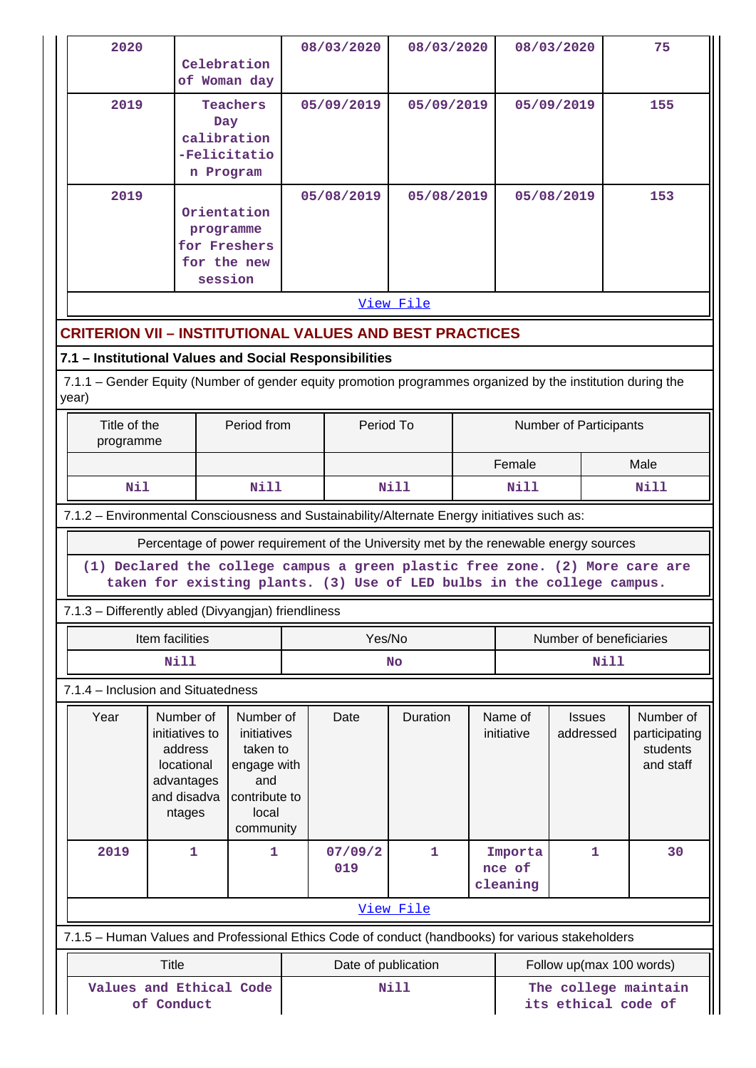| 2020 | Celebration of Woman day | 08/03/2020 | 08/03/2020 | 08/03/2020 | 75 |
|---|---|---|---|---|---|
| 2019 | Teachers Day calibration -Felicitation Program | 05/09/2019 | 05/09/2019 | 05/09/2019 | 155 |
| 2019 | Orientation programme for Freshers for the new session | 05/08/2019 | 05/08/2019 | 05/08/2019 | 153 |

View File

## CRITERION VII – INSTITUTIONAL VALUES AND BEST PRACTICES

### 7.1 – Institutional Values and Social Responsibilities

7.1.1 – Gender Equity (Number of gender equity promotion programmes organized by the institution during the year)

| Title of the programme | Period from | Period To | Number of Participants | |
|---|---|---|---|---|
| | | | Female | Male |
| Nil | Nill | Nill | Nill | Nill |

7.1.2 – Environmental Consciousness and Sustainability/Alternate Energy initiatives such as:

| Percentage of power requirement of the University met by the renewable energy sources |
|---|
| (1) Declared the college campus a green plastic free zone. (2) More care are taken for existing plants. (3) Use of LED bulbs in the college campus. |

7.1.3 – Differently abled (Divyangjan) friendliness

| Item facilities | Yes/No | Number of beneficiaries |
|---|---|---|
| Nill | No | Nill |

7.1.4 – Inclusion and Situatedness

| Year | Number of initiatives to address locational advantages and disadvantages | Number of initiatives taken to engage with and contribute to local community | Date | Duration | Name of initiative | Issues addressed | Number of participating students and staff |
|---|---|---|---|---|---|---|---|
| 2019 | 1 | 1 | 07/09/2019 | 1 | Importance of cleaning | 1 | 30 |

View File

7.1.5 – Human Values and Professional Ethics Code of conduct (handbooks) for various stakeholders

| Title | Date of publication | Follow up(max 100 words) |
|---|---|---|
| Values and Ethical Code of Conduct | Nill | The college maintain its ethical code of |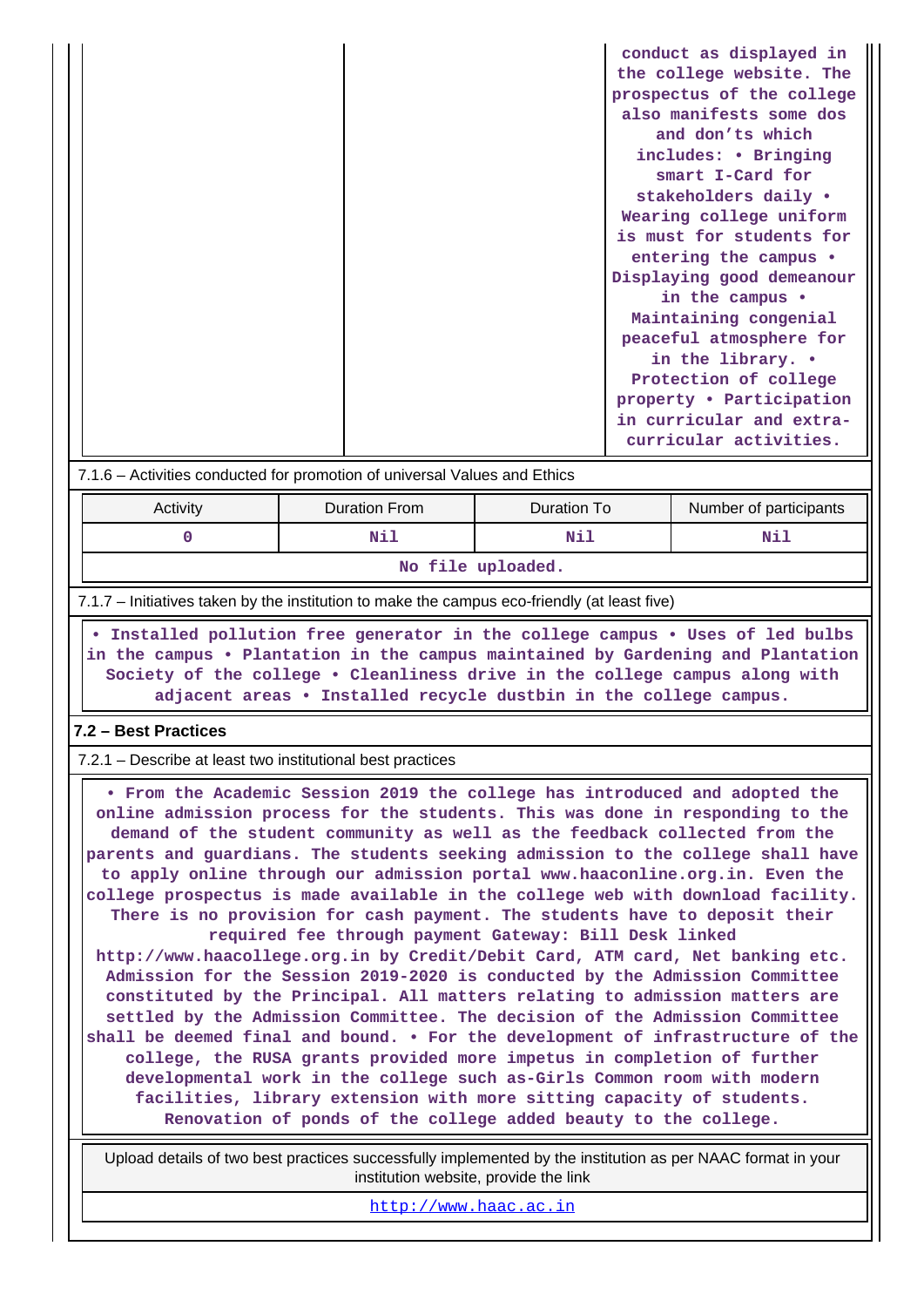| | | conduct as displayed in the college website. The prospectus of the college also manifests some dos and don’ts which includes: • Bringing smart I-Card for stakeholders daily • Wearing college uniform is must for students for entering the campus • Displaying good demeanour in the campus • Maintaining congenial peaceful atmosphere for in the library. • Protection of college property • Participation in curricular and extra-curricular activities. |
|---|---|---|

7.1.6 – Activities conducted for promotion of universal Values and Ethics

| Activity | Duration From | Duration To | Number of participants |
|---|---|---|---|
| 0 | Nil | Nil | Nil |

No file uploaded.

7.1.7 – Initiatives taken by the institution to make the campus eco-friendly (at least five)

• Installed pollution free generator in the college campus • Uses of led bulbs in the campus • Plantation in the campus maintained by Gardening and Plantation Society of the college • Cleanliness drive in the college campus along with adjacent areas • Installed recycle dustbin in the college campus.

**7.2 – Best Practices**

7.2.1 – Describe at least two institutional best practices

• From the Academic Session 2019 the college has introduced and adopted the online admission process for the students. This was done in responding to the demand of the student community as well as the feedback collected from the parents and guardians. The students seeking admission to the college shall have to apply online through our admission portal www.haaconline.org.in. Even the college prospectus is made available in the college web with download facility. There is no provision for cash payment. The students have to deposit their required fee through payment Gateway: Bill Desk linked http://www.haacollege.org.in by Credit/Debit Card, ATM card, Net banking etc. Admission for the Session 2019-2020 is conducted by the Admission Committee constituted by the Principal. All matters relating to admission matters are settled by the Admission Committee. The decision of the Admission Committee shall be deemed final and bound. • For the development of infrastructure of the college, the RUSA grants provided more impetus in completion of further developmental work in the college such as-Girls Common room with modern facilities, library extension with more sitting capacity of students. Renovation of ponds of the college added beauty to the college.

Upload details of two best practices successfully implemented by the institution as per NAAC format in your institution website, provide the link

http://www.haac.ac.in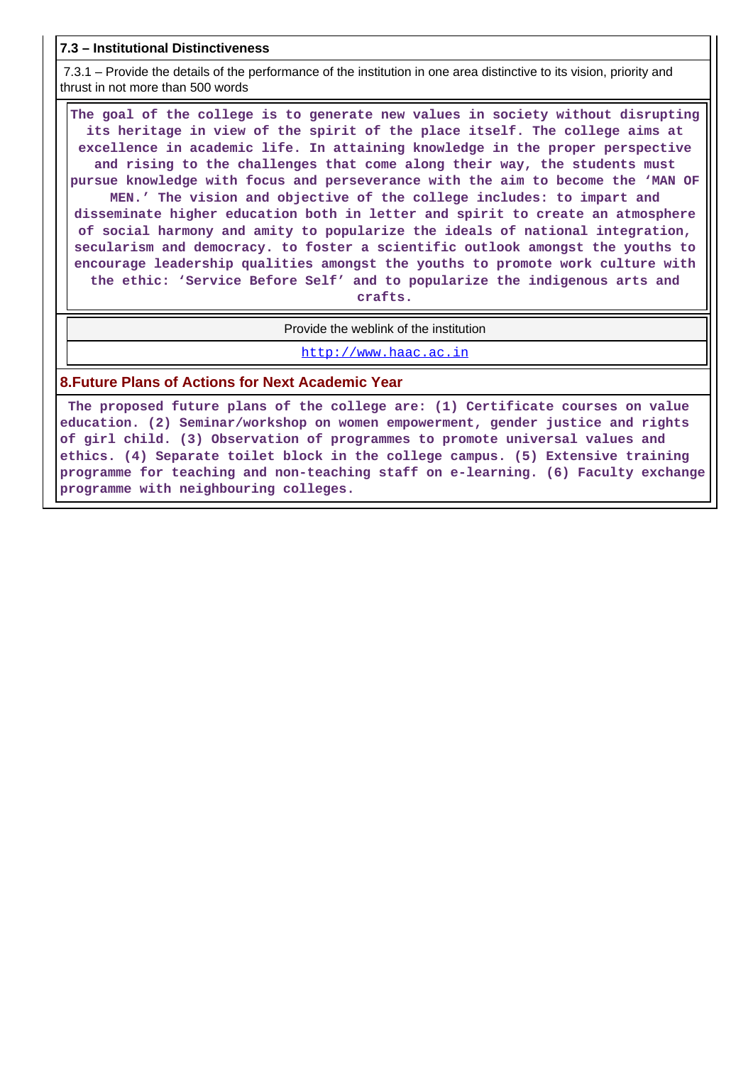**7.3 – Institutional Distinctiveness**

7.3.1 – Provide the details of the performance of the institution in one area distinctive to its vision, priority and thrust in not more than 500 words

**The goal of the college is to generate new values in society without disrupting its heritage in view of the spirit of the place itself. The college aims at excellence in academic life. In attaining knowledge in the proper perspective and rising to the challenges that come along their way, the students must pursue knowledge with focus and perseverance with the aim to become the 'MAN OF MEN.' The vision and objective of the college includes: to impart and disseminate higher education both in letter and spirit to create an atmosphere of social harmony and amity to popularize the ideals of national integration, secularism and democracy. to foster a scientific outlook amongst the youths to encourage leadership qualities amongst the youths to promote work culture with the ethic: 'Service Before Self' and to popularize the indigenous arts and crafts.**

| Provide the weblink of the institution |
| --- |
| http://www.haac.ac.in |

## 8.Future Plans of Actions for Next Academic Year

**The proposed future plans of the college are: (1) Certificate courses on value education. (2) Seminar/workshop on women empowerment, gender justice and rights of girl child. (3) Observation of programmes to promote universal values and ethics. (4) Separate toilet block in the college campus. (5) Extensive training programme for teaching and non-teaching staff on e-learning. (6) Faculty exchange programme with neighbouring colleges.**